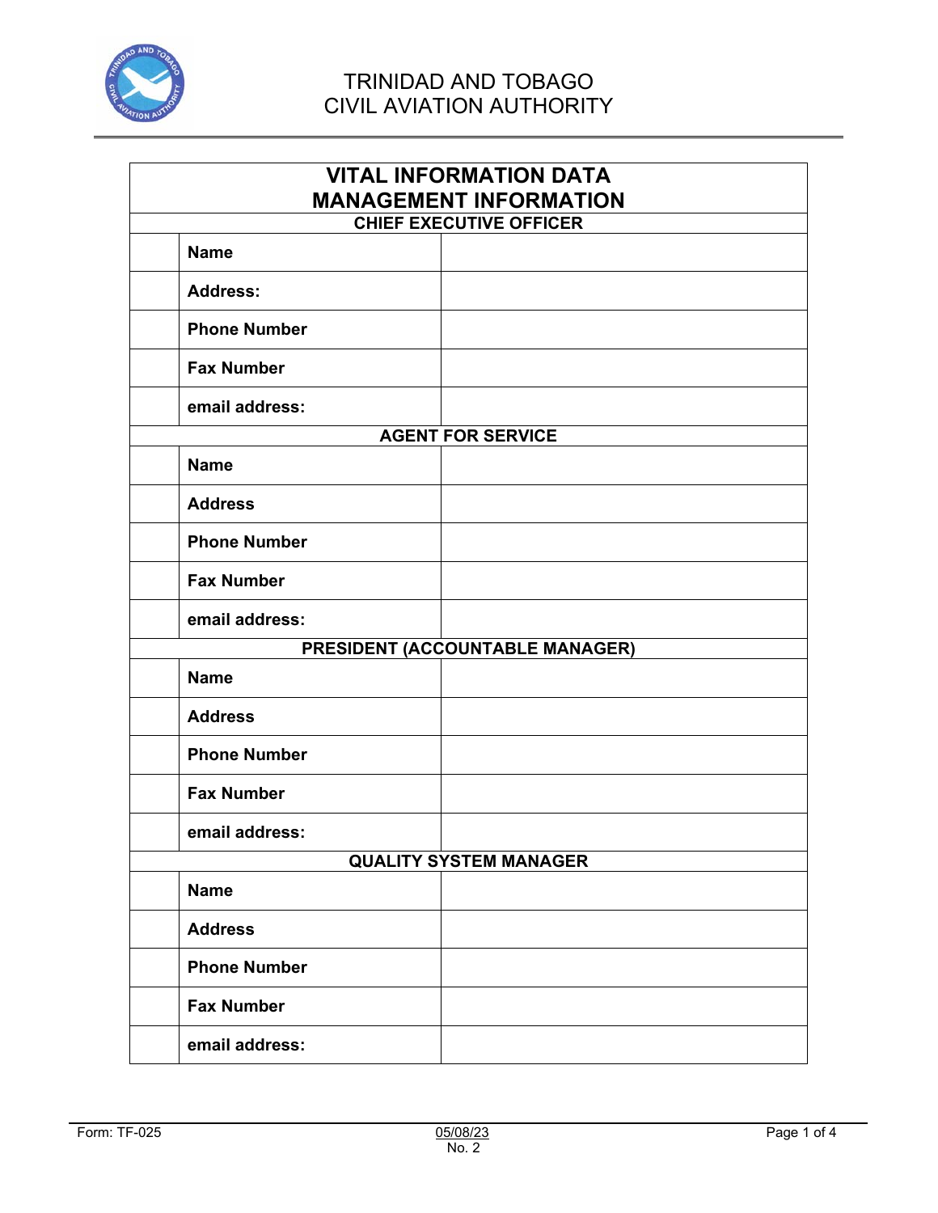TRINIDAD AND TOBAGO
CIVIL AVIATION AUTHORITY

| VITAL INFORMATION DATA MANAGEMENT INFORMATION | | |
|---|---|---|
| **CHIEF EXECUTIVE OFFICER** | | |
| | **Name** | |
| | **Address:** | |
| | **Phone Number** | |
| | **Fax Number** | |
| | **email address:** | |
| **AGENT FOR SERVICE** | | |
| | **Name** | |
| | **Address** | |
| | **Phone Number** | |
| | **Fax Number** | |
| | **email address:** | |
| **PRESIDENT (ACCOUNTABLE MANAGER)** | | |
| | **Name** | |
| | **Address** | |
| | **Phone Number** | |
| | **Fax Number** | |
| | **email address:** | |
| **QUALITY SYSTEM MANAGER** | | |
| | **Name** | |
| | **Address** | |
| | **Phone Number** | |
| | **Fax Number** | |
| | **email address:** | |

Form: TF-025 05/08/23 No. 2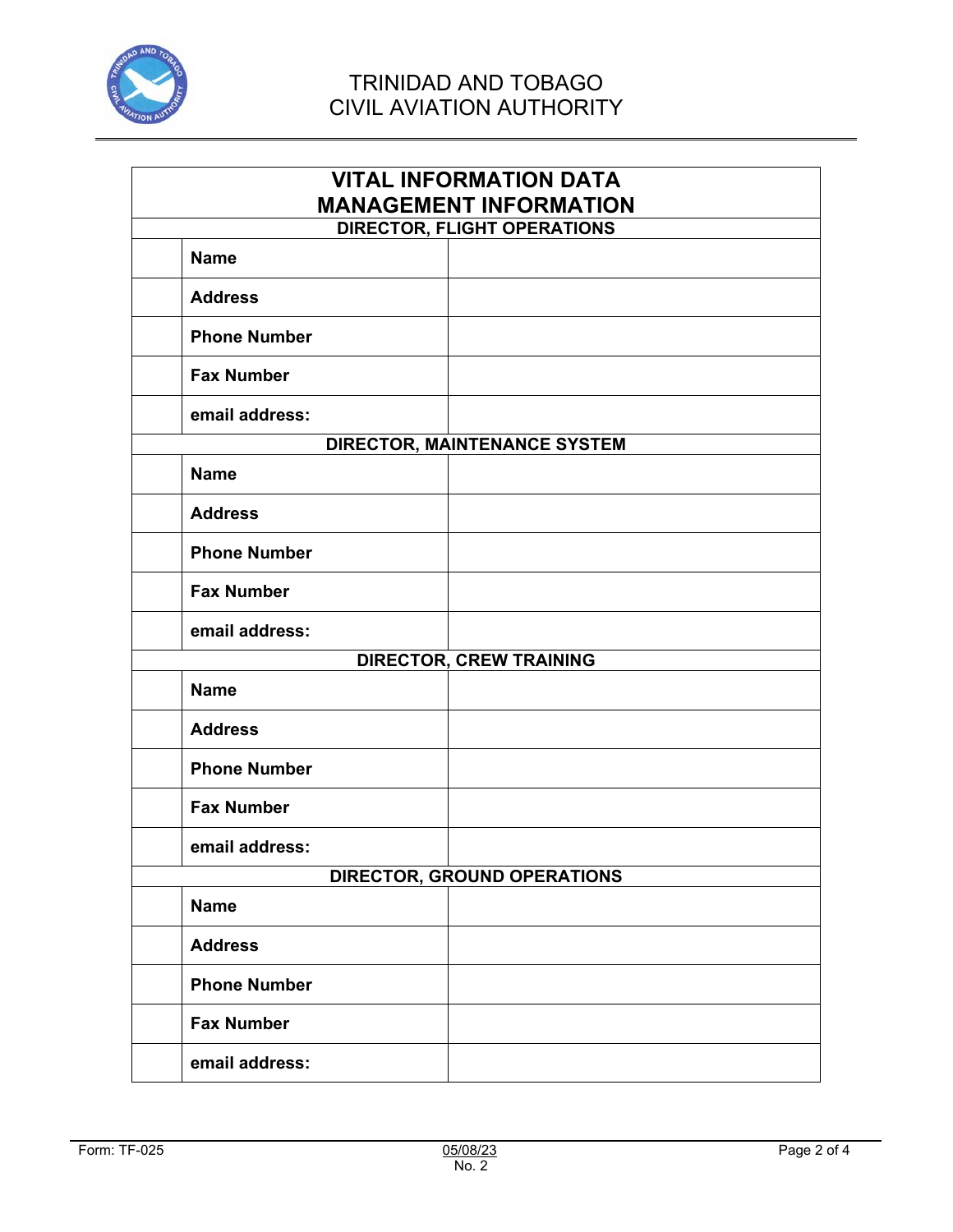# TRINIDAD AND TOBAGO CIVIL AVIATION AUTHORITY

## VITAL INFORMATION DATA MANAGEMENT INFORMATION

| | | |
|---|---|---|
| **DIRECTOR, FLIGHT OPERATIONS** | | |
| | **Name** | |
| | **Address** | |
| | **Phone Number** | |
| | **Fax Number** | |
| | **email address:** | |
| **DIRECTOR, MAINTENANCE SYSTEM** | | |
| | **Name** | |
| | **Address** | |
| | **Phone Number** | |
| | **Fax Number** | |
| | **email address:** | |
| **DIRECTOR, CREW TRAINING** | | |
| | **Name** | |
| | **Address** | |
| | **Phone Number** | |
| | **Fax Number** | |
| | **email address:** | |
| **DIRECTOR, GROUND OPERATIONS** | | |
| | **Name** | |
| | **Address** | |
| | **Phone Number** | |
| | **Fax Number** | |
| | **email address:** | |

Form: TF-025 05/08/23 No. 2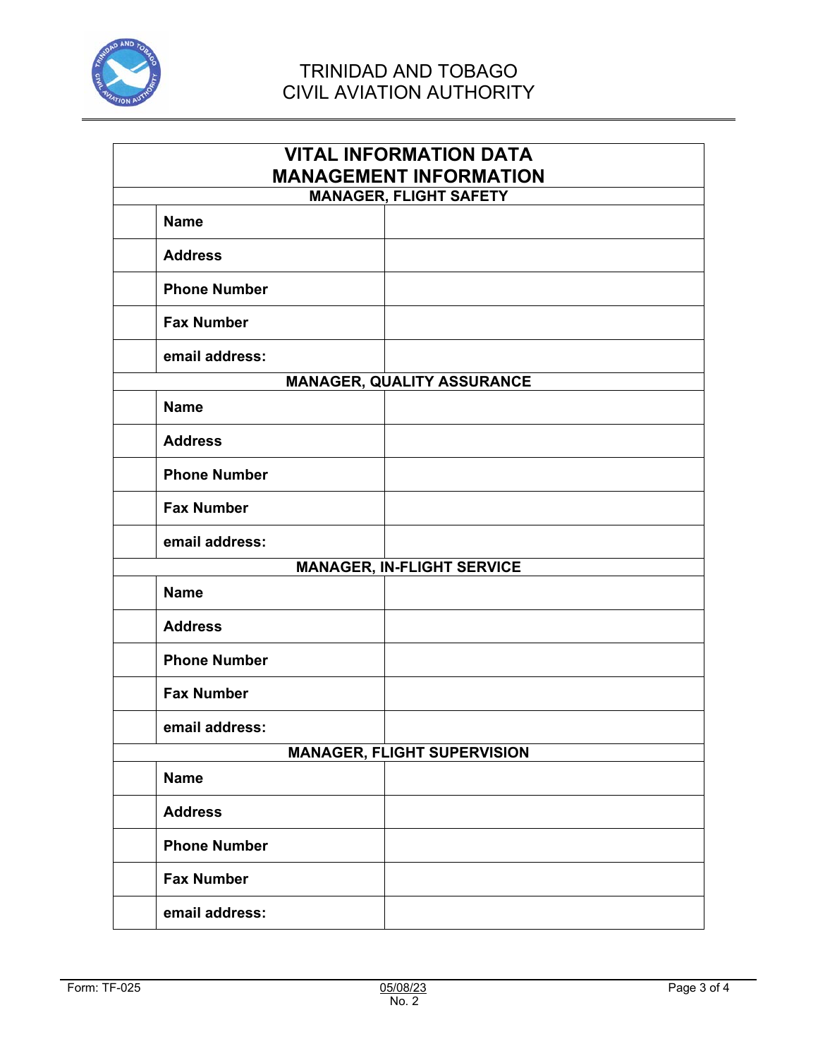TRINIDAD AND TOBAGO
CIVIL AVIATION AUTHORITY

| VITAL INFORMATION DATA<br>MANAGEMENT INFORMATION | | |
|---|---|---|
| **MANAGER, FLIGHT SAFETY** | | |
| | **Name** | |
| | **Address** | |
| | **Phone Number** | |
| | **Fax Number** | |
| | **email address:** | |
| **MANAGER, QUALITY ASSURANCE** | | |
| | **Name** | |
| | **Address** | |
| | **Phone Number** | |
| | **Fax Number** | |
| | **email address:** | |
| **MANAGER, IN-FLIGHT SERVICE** | | |
| | **Name** | |
| | **Address** | |
| | **Phone Number** | |
| | **Fax Number** | |
| | **email address:** | |
| **MANAGER, FLIGHT SUPERVISION** | | |
| | **Name** | |
| | **Address** | |
| | **Phone Number** | |
| | **Fax Number** | |
| | **email address:** | |

Form: TF-025 05/08/23 No. 2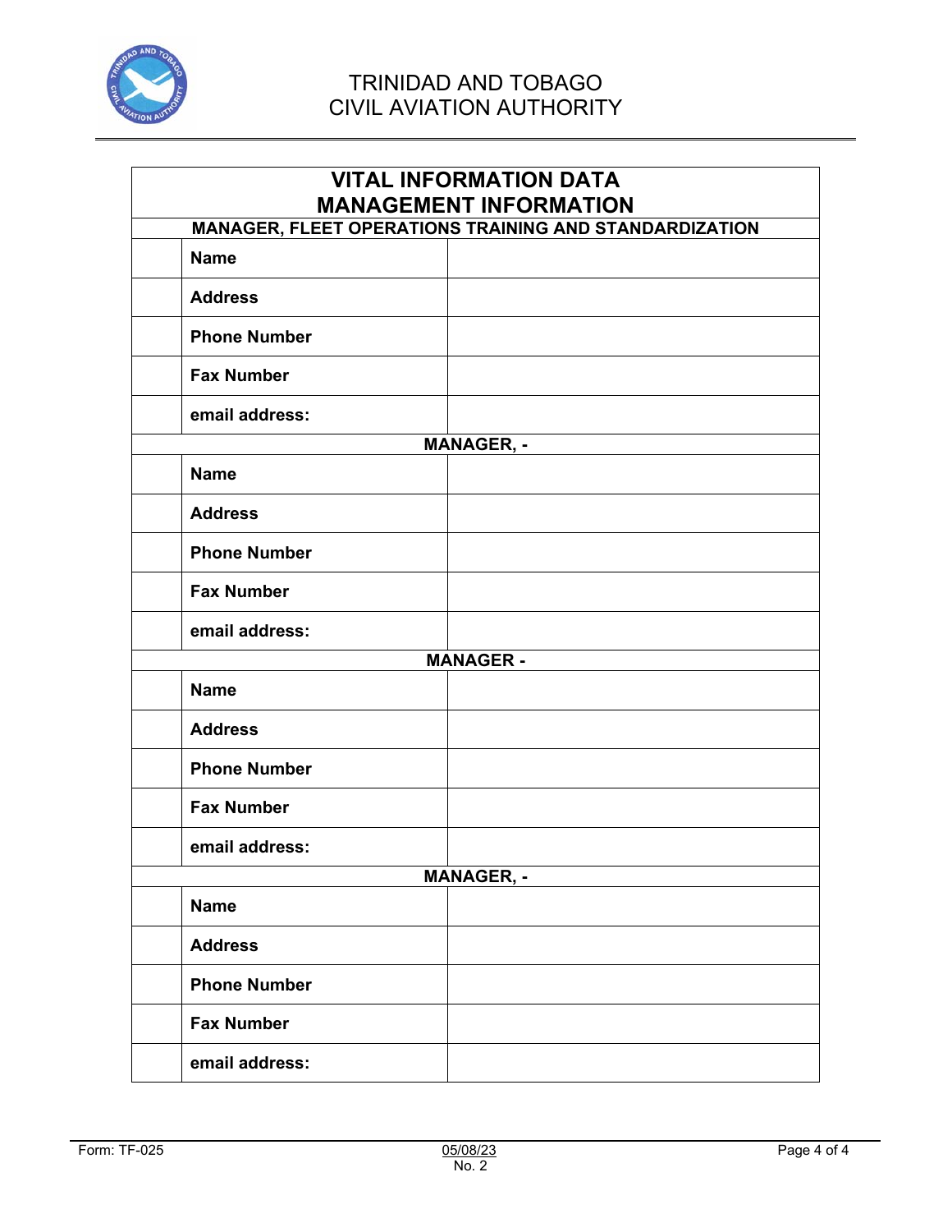TRINIDAD AND TOBAGO
CIVIL AVIATION AUTHORITY

| | | |
|---|---|---|
| **VITAL INFORMATION DATA MANAGEMENT INFORMATION** | | |
| **MANAGER, FLEET OPERATIONS TRAINING AND STANDARDIZATION** | | |
| | **Name** | |
| | **Address** | |
| | **Phone Number** | |
| | **Fax Number** | |
| | **email address:** | |
| **MANAGER, -** | | |
| | **Name** | |
| | **Address** | |
| | **Phone Number** | |
| | **Fax Number** | |
| | **email address:** | |
| **MANAGER -** | | |
| | **Name** | |
| | **Address** | |
| | **Phone Number** | |
| | **Fax Number** | |
| | **email address:** | |
| **MANAGER, -** | | |
| | **Name** | |
| | **Address** | |
| | **Phone Number** | |
| | **Fax Number** | |
| | **email address:** | |

Form: TF-025 05/08/23 No. 2